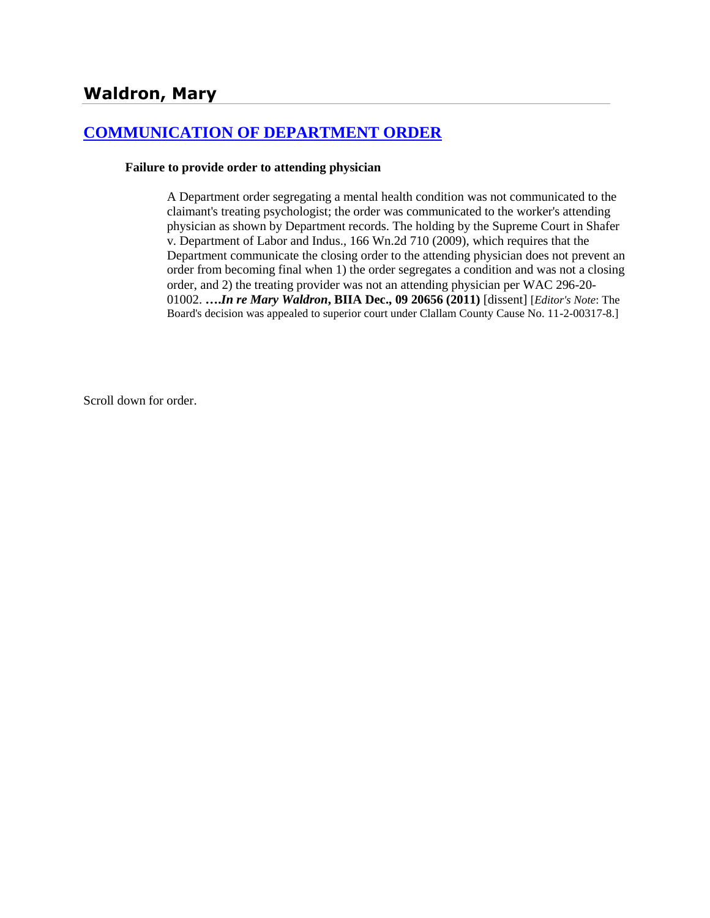## Waldron, Mary

### [COMMUNICATION OF DEPARTMENT ORDER](#)

**Failure to provide order to attending physician**

A Department order segregating a mental health condition was not communicated to the claimant's treating psychologist; the order was communicated to the worker's attending physician as shown by Department records. The holding by the Supreme Court in Shafer v. Department of Labor and Indus., 166 Wn.2d 710 (2009), which requires that the Department communicate the closing order to the attending physician does not prevent an order from becoming final when 1) the order segregates a condition and was not a closing order, and 2) the treating provider was not an attending physician per WAC 296-20-01002. ***….In re Mary Waldron*, BIIA Dec., 09 20656 (2011)** [dissent] [*Editor's Note*: The Board's decision was appealed to superior court under Clallam County Cause No. 11-2-00317-8.]

Scroll down for order.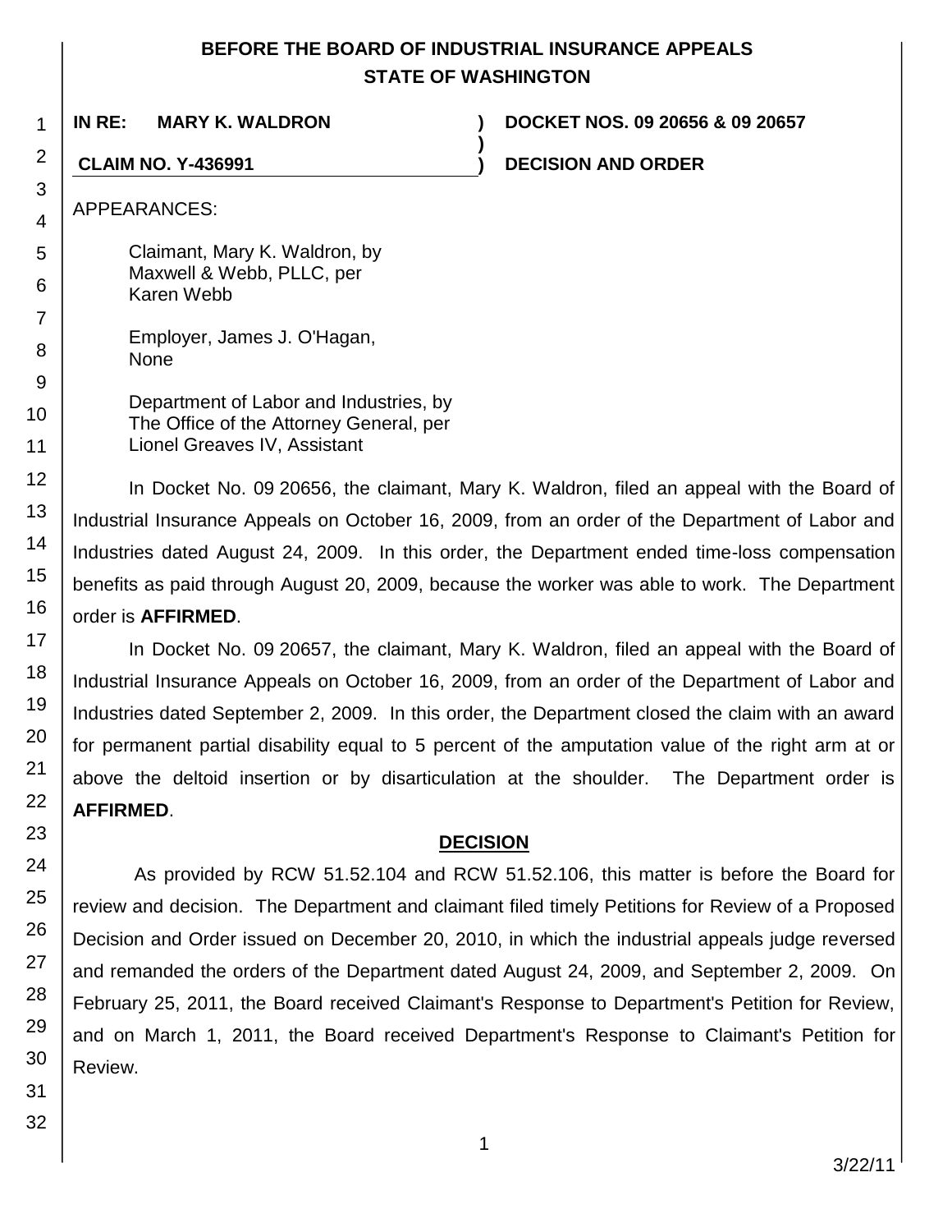# BEFORE THE BOARD OF INDUSTRIAL INSURANCE APPEALS STATE OF WASHINGTON

**IN RE: MARY K. WALDRON** ) **DOCKET NOS. 09 20656 & 09 20657**

**CLAIM NO. Y-436991** ) **DECISION AND ORDER**

APPEARANCES:

Claimant, Mary K. Waldron, by
Maxwell & Webb, PLLC, per
Karen Webb

Employer, James J. O'Hagan,
None

Department of Labor and Industries, by
The Office of the Attorney General, per
Lionel Greaves IV, Assistant

In Docket No. 09 20656, the claimant, Mary K. Waldron, filed an appeal with the Board of Industrial Insurance Appeals on October 16, 2009, from an order of the Department of Labor and Industries dated August 24, 2009. In this order, the Department ended time-loss compensation benefits as paid through August 20, 2009, because the worker was able to work. The Department order is **AFFIRMED**.

In Docket No. 09 20657, the claimant, Mary K. Waldron, filed an appeal with the Board of Industrial Insurance Appeals on October 16, 2009, from an order of the Department of Labor and Industries dated September 2, 2009. In this order, the Department closed the claim with an award for permanent partial disability equal to 5 percent of the amputation value of the right arm at or above the deltoid insertion or by disarticulation at the shoulder. The Department order is **AFFIRMED**.

## DECISION

As provided by RCW 51.52.104 and RCW 51.52.106, this matter is before the Board for review and decision. The Department and claimant filed timely Petitions for Review of a Proposed Decision and Order issued on December 20, 2010, in which the industrial appeals judge reversed and remanded the orders of the Department dated August 24, 2009, and September 2, 2009. On February 25, 2011, the Board received Claimant's Response to Department's Petition for Review, and on March 1, 2011, the Board received Department's Response to Claimant's Petition for Review.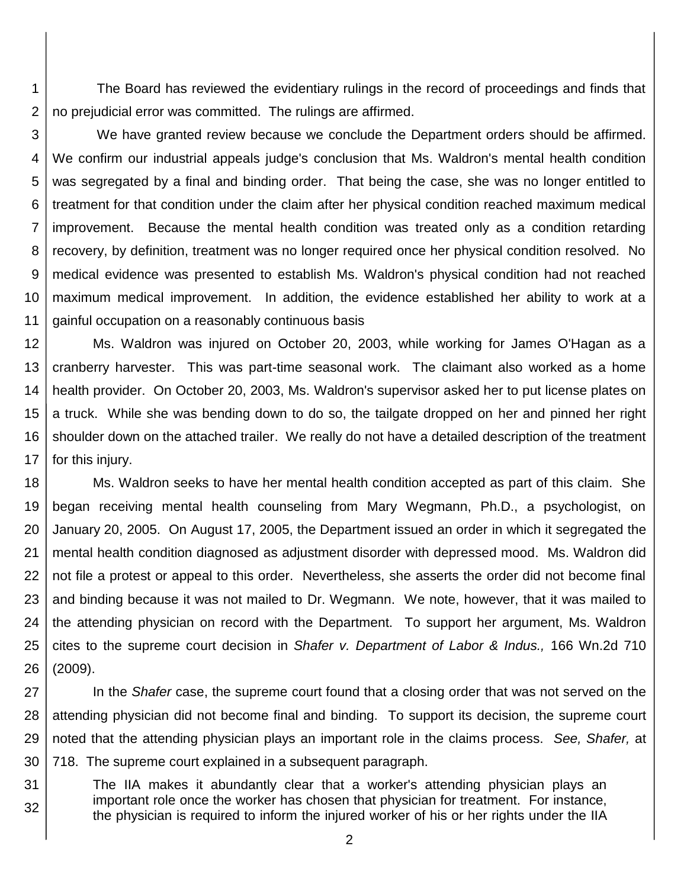The Board has reviewed the evidentiary rulings in the record of proceedings and finds that no prejudicial error was committed. The rulings are affirmed.

We have granted review because we conclude the Department orders should be affirmed. We confirm our industrial appeals judge's conclusion that Ms. Waldron's mental health condition was segregated by a final and binding order. That being the case, she was no longer entitled to treatment for that condition under the claim after her physical condition reached maximum medical improvement. Because the mental health condition was treated only as a condition retarding recovery, by definition, treatment was no longer required once her physical condition resolved. No medical evidence was presented to establish Ms. Waldron's physical condition had not reached maximum medical improvement. In addition, the evidence established her ability to work at a gainful occupation on a reasonably continuous basis

Ms. Waldron was injured on October 20, 2003, while working for James O'Hagan as a cranberry harvester. This was part-time seasonal work. The claimant also worked as a home health provider. On October 20, 2003, Ms. Waldron's supervisor asked her to put license plates on a truck. While she was bending down to do so, the tailgate dropped on her and pinned her right shoulder down on the attached trailer. We really do not have a detailed description of the treatment for this injury.

Ms. Waldron seeks to have her mental health condition accepted as part of this claim. She began receiving mental health counseling from Mary Wegmann, Ph.D., a psychologist, on January 20, 2005. On August 17, 2005, the Department issued an order in which it segregated the mental health condition diagnosed as adjustment disorder with depressed mood. Ms. Waldron did not file a protest or appeal to this order. Nevertheless, she asserts the order did not become final and binding because it was not mailed to Dr. Wegmann. We note, however, that it was mailed to the attending physician on record with the Department. To support her argument, Ms. Waldron cites to the supreme court decision in *Shafer v. Department of Labor & Indus.,* 166 Wn.2d 710 (2009).

In the *Shafer* case, the supreme court found that a closing order that was not served on the attending physician did not become final and binding. To support its decision, the supreme court noted that the attending physician plays an important role in the claims process. *See, Shafer,* at 718. The supreme court explained in a subsequent paragraph.

> The IIA makes it abundantly clear that a worker's attending physician plays an important role once the worker has chosen that physician for treatment. For instance, the physician is required to inform the injured worker of his or her rights under the IIA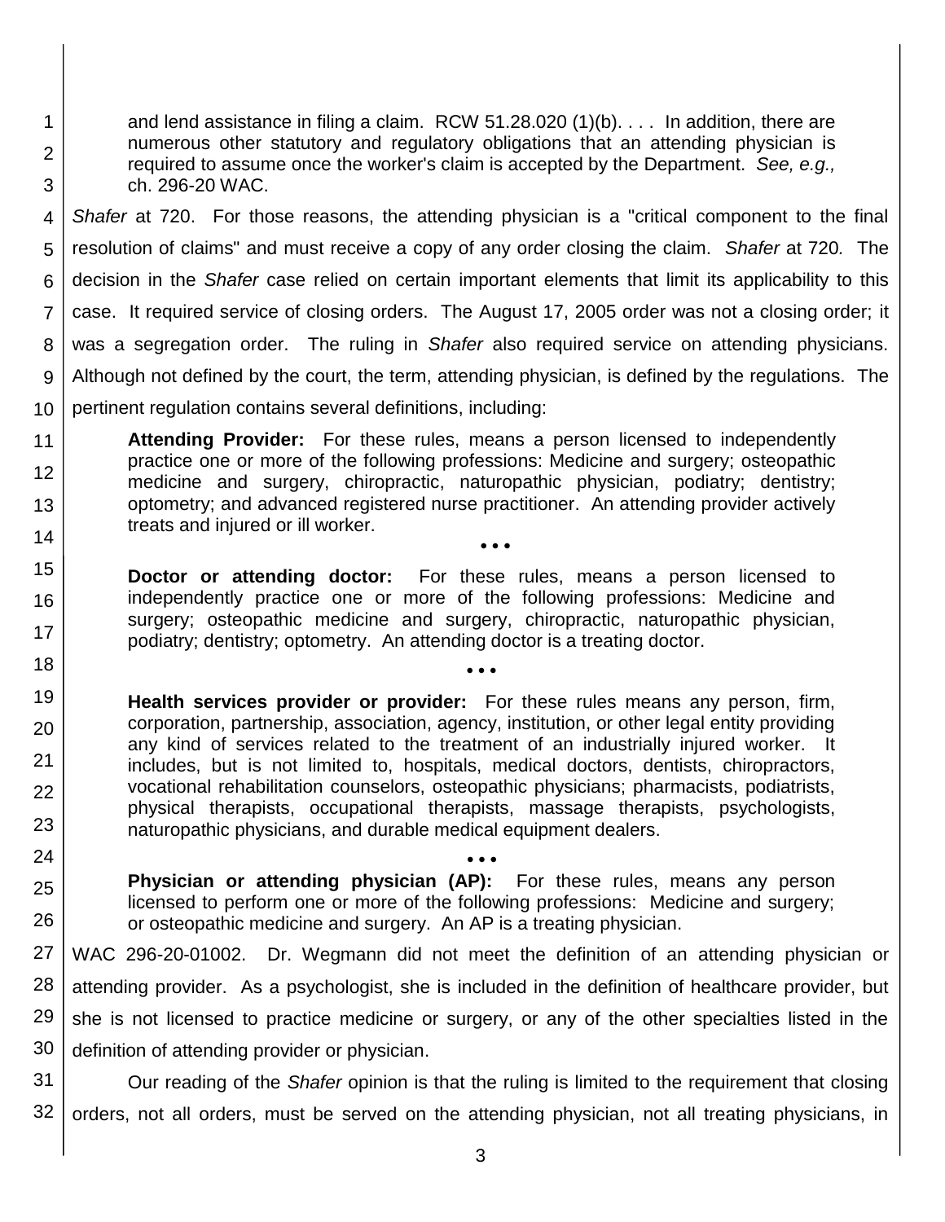> and lend assistance in filing a claim. RCW 51.28.020 (1)(b). . . . In addition, there are numerous other statutory and regulatory obligations that an attending physician is required to assume once the worker's claim is accepted by the Department. *See, e.g.,* ch. 296-20 WAC.

*Shafer* at 720. For those reasons, the attending physician is a "critical component to the final resolution of claims" and must receive a copy of any order closing the claim. *Shafer* at 720*.* The decision in the *Shafer* case relied on certain important elements that limit its applicability to this case. It required service of closing orders. The August 17, 2005 order was not a closing order; it was a segregation order. The ruling in *Shafer* also required service on attending physicians. Although not defined by the court, the term, attending physician, is defined by the regulations. The pertinent regulation contains several definitions, including:

> **Attending Provider:** For these rules, means a person licensed to independently practice one or more of the following professions: Medicine and surgery; osteopathic medicine and surgery, chiropractic, naturopathic physician, podiatry; dentistry; optometry; and advanced registered nurse practitioner. An attending provider actively treats and injured or ill worker.
>
> • • •
>
> **Doctor or attending doctor:** For these rules, means a person licensed to independently practice one or more of the following professions: Medicine and surgery; osteopathic medicine and surgery, chiropractic, naturopathic physician, podiatry; dentistry; optometry. An attending doctor is a treating doctor.
>
> • • •
>
> **Health services provider or provider:** For these rules means any person, firm, corporation, partnership, association, agency, institution, or other legal entity providing any kind of services related to the treatment of an industrially injured worker. It includes, but is not limited to, hospitals, medical doctors, dentists, chiropractors, vocational rehabilitation counselors, osteopathic physicians; pharmacists, podiatrists, physical therapists, occupational therapists, massage therapists, psychologists, naturopathic physicians, and durable medical equipment dealers.
>
> • • •
>
> **Physician or attending physician (AP):** For these rules, means any person licensed to perform one or more of the following professions: Medicine and surgery; or osteopathic medicine and surgery. An AP is a treating physician.

WAC 296-20-01002. Dr. Wegmann did not meet the definition of an attending physician or attending provider. As a psychologist, she is included in the definition of healthcare provider, but she is not licensed to practice medicine or surgery, or any of the other specialties listed in the definition of attending provider or physician.

Our reading of the *Shafer* opinion is that the ruling is limited to the requirement that closing orders, not all orders, must be served on the attending physician, not all treating physicians, in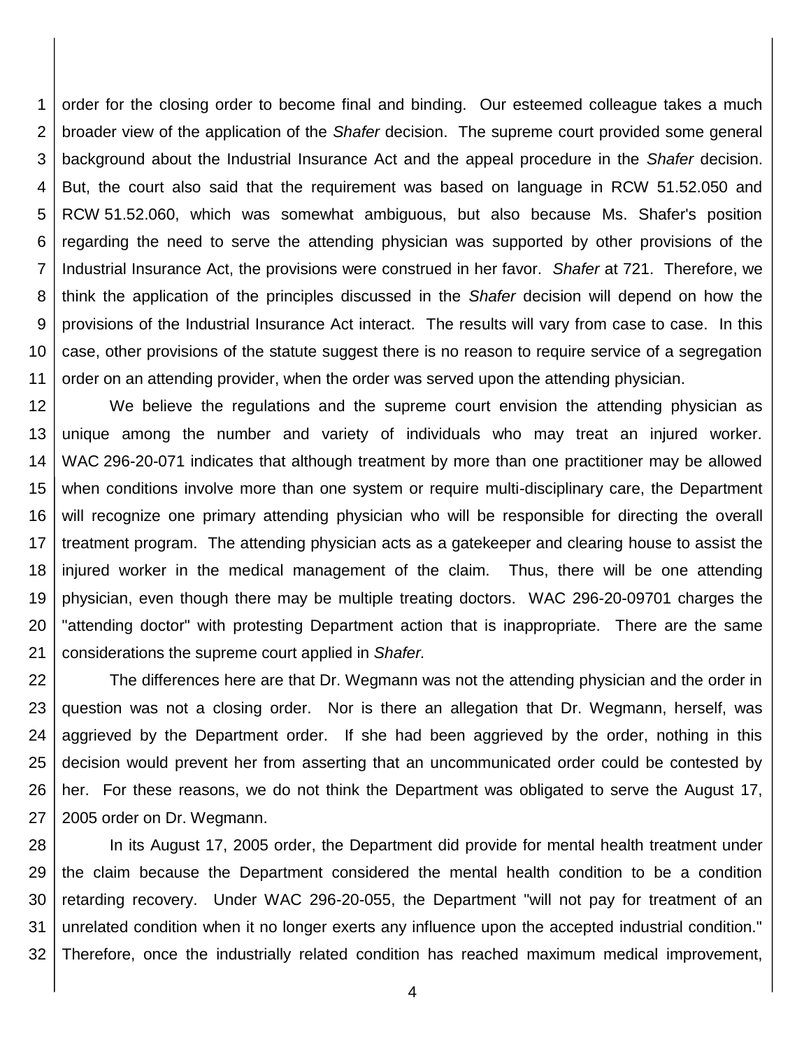order for the closing order to become final and binding. Our esteemed colleague takes a much broader view of the application of the *Shafer* decision. The supreme court provided some general background about the Industrial Insurance Act and the appeal procedure in the *Shafer* decision. But, the court also said that the requirement was based on language in RCW 51.52.050 and RCW 51.52.060, which was somewhat ambiguous, but also because Ms. Shafer's position regarding the need to serve the attending physician was supported by other provisions of the Industrial Insurance Act, the provisions were construed in her favor. *Shafer* at 721. Therefore, we think the application of the principles discussed in the *Shafer* decision will depend on how the provisions of the Industrial Insurance Act interact. The results will vary from case to case. In this case, other provisions of the statute suggest there is no reason to require service of a segregation order on an attending provider, when the order was served upon the attending physician.

We believe the regulations and the supreme court envision the attending physician as unique among the number and variety of individuals who may treat an injured worker. WAC 296-20-071 indicates that although treatment by more than one practitioner may be allowed when conditions involve more than one system or require multi-disciplinary care, the Department will recognize one primary attending physician who will be responsible for directing the overall treatment program. The attending physician acts as a gatekeeper and clearing house to assist the injured worker in the medical management of the claim. Thus, there will be one attending physician, even though there may be multiple treating doctors. WAC 296-20-09701 charges the "attending doctor" with protesting Department action that is inappropriate. There are the same considerations the supreme court applied in *Shafer.*

The differences here are that Dr. Wegmann was not the attending physician and the order in question was not a closing order. Nor is there an allegation that Dr. Wegmann, herself, was aggrieved by the Department order. If she had been aggrieved by the order, nothing in this decision would prevent her from asserting that an uncommunicated order could be contested by her. For these reasons, we do not think the Department was obligated to serve the August 17, 2005 order on Dr. Wegmann.

In its August 17, 2005 order, the Department did provide for mental health treatment under the claim because the Department considered the mental health condition to be a condition retarding recovery. Under WAC 296-20-055, the Department "will not pay for treatment of an unrelated condition when it no longer exerts any influence upon the accepted industrial condition." Therefore, once the industrially related condition has reached maximum medical improvement,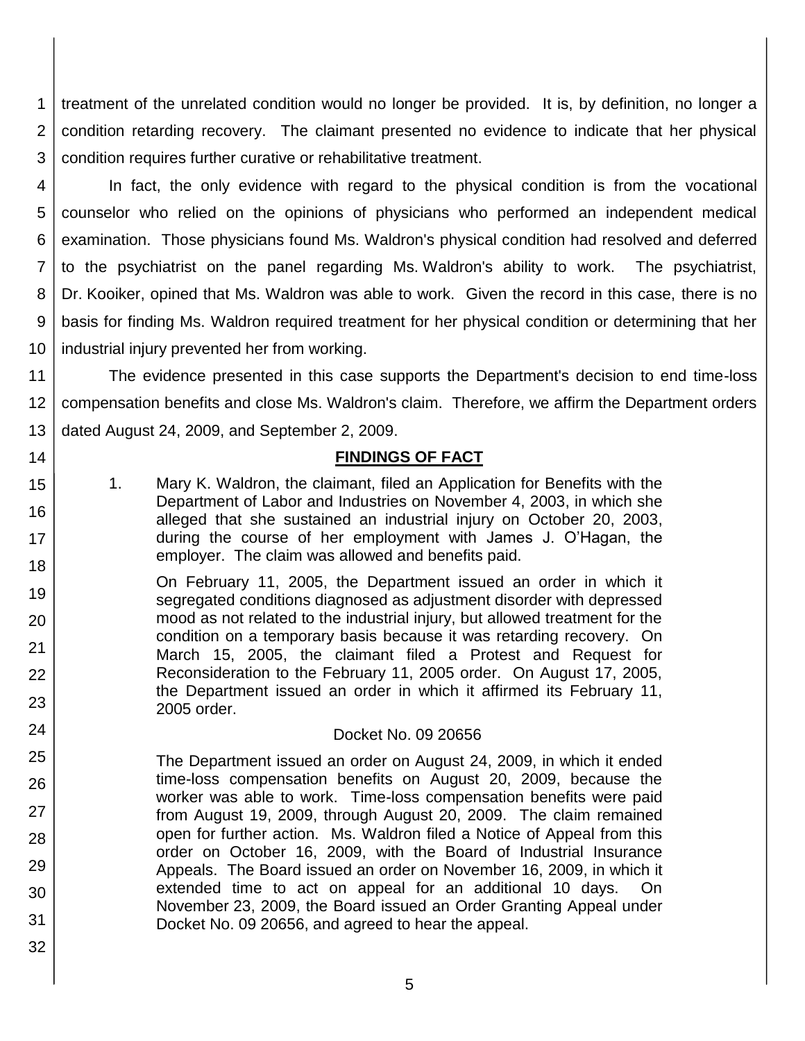treatment of the unrelated condition would no longer be provided. It is, by definition, no longer a condition retarding recovery. The claimant presented no evidence to indicate that her physical condition requires further curative or rehabilitative treatment.

In fact, the only evidence with regard to the physical condition is from the vocational counselor who relied on the opinions of physicians who performed an independent medical examination. Those physicians found Ms. Waldron's physical condition had resolved and deferred to the psychiatrist on the panel regarding Ms. Waldron's ability to work. The psychiatrist, Dr. Kooiker, opined that Ms. Waldron was able to work. Given the record in this case, there is no basis for finding Ms. Waldron required treatment for her physical condition or determining that her industrial injury prevented her from working.

The evidence presented in this case supports the Department's decision to end time-loss compensation benefits and close Ms. Waldron's claim. Therefore, we affirm the Department orders dated August 24, 2009, and September 2, 2009.

## FINDINGS OF FACT

1. Mary K. Waldron, the claimant, filed an Application for Benefits with the Department of Labor and Industries on November 4, 2003, in which she alleged that she sustained an industrial injury on October 20, 2003, during the course of her employment with James J. O'Hagan, the employer. The claim was allowed and benefits paid.

   On February 11, 2005, the Department issued an order in which it segregated conditions diagnosed as adjustment disorder with depressed mood as not related to the industrial injury, but allowed treatment for the condition on a temporary basis because it was retarding recovery. On March 15, 2005, the claimant filed a Protest and Request for Reconsideration to the February 11, 2005 order. On August 17, 2005, the Department issued an order in which it affirmed its February 11, 2005 order.

   Docket No. 09 20656

   The Department issued an order on August 24, 2009, in which it ended time-loss compensation benefits on August 20, 2009, because the worker was able to work. Time-loss compensation benefits were paid from August 19, 2009, through August 20, 2009. The claim remained open for further action. Ms. Waldron filed a Notice of Appeal from this order on October 16, 2009, with the Board of Industrial Insurance Appeals. The Board issued an order on November 16, 2009, in which it extended time to act on appeal for an additional 10 days. On November 23, 2009, the Board issued an Order Granting Appeal under Docket No. 09 20656, and agreed to hear the appeal.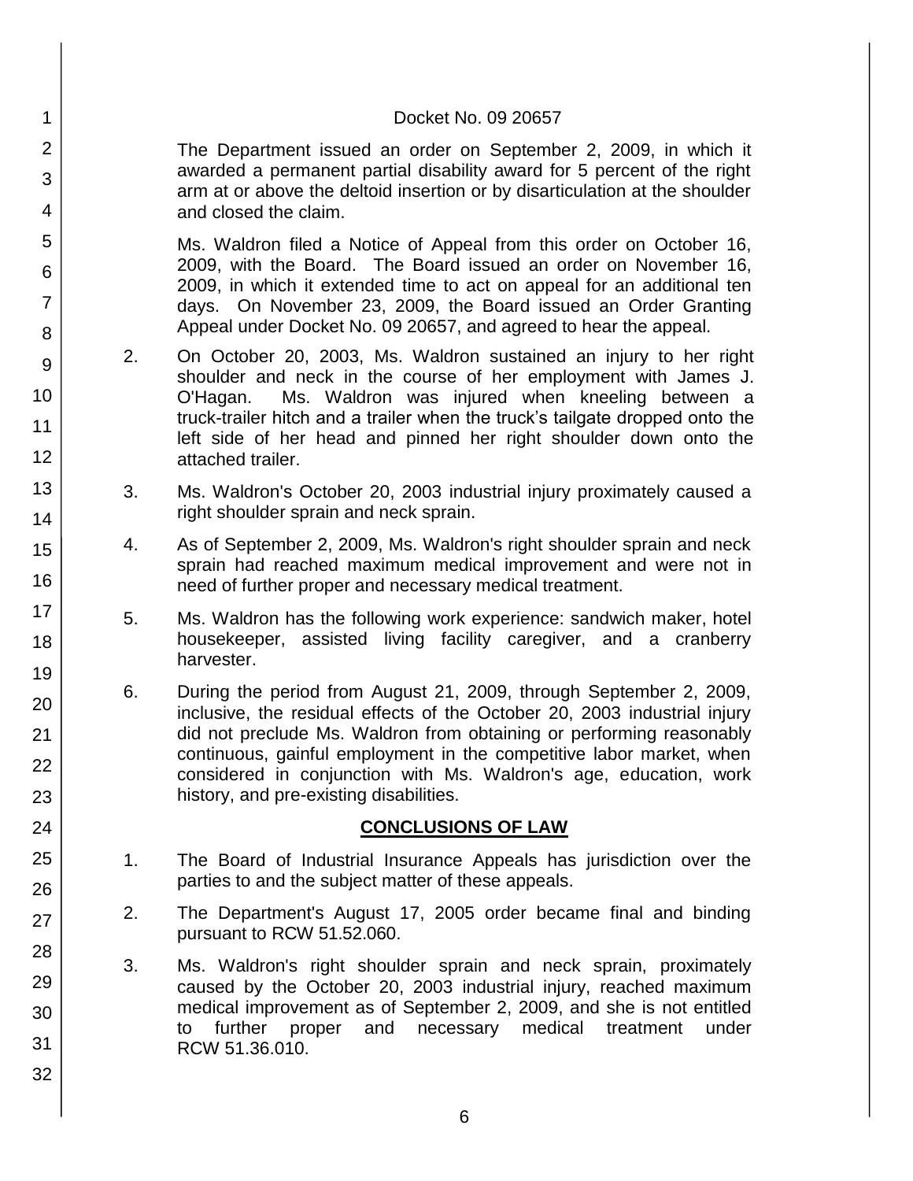Docket No. 09 20657

The Department issued an order on September 2, 2009, in which it awarded a permanent partial disability award for 5 percent of the right arm at or above the deltoid insertion or by disarticulation at the shoulder and closed the claim.

Ms. Waldron filed a Notice of Appeal from this order on October 16, 2009, with the Board. The Board issued an order on November 16, 2009, in which it extended time to act on appeal for an additional ten days. On November 23, 2009, the Board issued an Order Granting Appeal under Docket No. 09 20657, and agreed to hear the appeal.

2. On October 20, 2003, Ms. Waldron sustained an injury to her right shoulder and neck in the course of her employment with James J. O'Hagan. Ms. Waldron was injured when kneeling between a truck-trailer hitch and a trailer when the truck's tailgate dropped onto the left side of her head and pinned her right shoulder down onto the attached trailer.

3. Ms. Waldron's October 20, 2003 industrial injury proximately caused a right shoulder sprain and neck sprain.

4. As of September 2, 2009, Ms. Waldron's right shoulder sprain and neck sprain had reached maximum medical improvement and were not in need of further proper and necessary medical treatment.

5. Ms. Waldron has the following work experience: sandwich maker, hotel housekeeper, assisted living facility caregiver, and a cranberry harvester.

6. During the period from August 21, 2009, through September 2, 2009, inclusive, the residual effects of the October 20, 2003 industrial injury did not preclude Ms. Waldron from obtaining or performing reasonably continuous, gainful employment in the competitive labor market, when considered in conjunction with Ms. Waldron's age, education, work history, and pre-existing disabilities.

## CONCLUSIONS OF LAW

1. The Board of Industrial Insurance Appeals has jurisdiction over the parties to and the subject matter of these appeals.

2. The Department's August 17, 2005 order became final and binding pursuant to RCW 51.52.060.

3. Ms. Waldron's right shoulder sprain and neck sprain, proximately caused by the October 20, 2003 industrial injury, reached maximum medical improvement as of September 2, 2009, and she is not entitled to further proper and necessary medical treatment under RCW 51.36.010.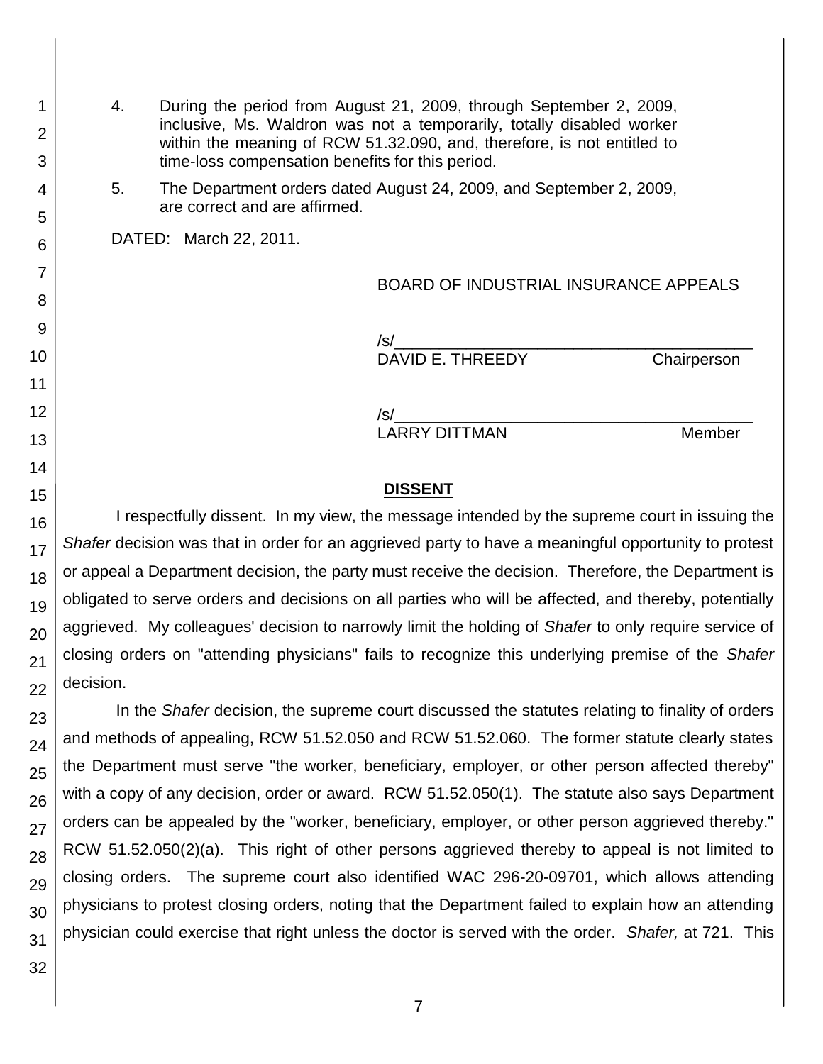4. During the period from August 21, 2009, through September 2, 2009, inclusive, Ms. Waldron was not a temporarily, totally disabled worker within the meaning of RCW 51.32.090, and, therefore, is not entitled to time-loss compensation benefits for this period.

5. The Department orders dated August 24, 2009, and September 2, 2009, are correct and are affirmed.

DATED: March 22, 2011.

BOARD OF INDUSTRIAL INSURANCE APPEALS

/s/\_\_\_\_\_\_\_\_\_\_\_\_\_\_\_\_\_\_\_\_\_\_\_\_\_\_\_\_\_\_\_\_\_\_\_\_\_\_\_\_
DAVID E. THREEDY Chairperson

/s/\_\_\_\_\_\_\_\_\_\_\_\_\_\_\_\_\_\_\_\_\_\_\_\_\_\_\_\_\_\_\_\_\_\_\_\_\_\_\_\_
LARRY DITTMAN Member

## DISSENT

I respectfully dissent. In my view, the message intended by the supreme court in issuing the *Shafer* decision was that in order for an aggrieved party to have a meaningful opportunity to protest or appeal a Department decision, the party must receive the decision. Therefore, the Department is obligated to serve orders and decisions on all parties who will be affected, and thereby, potentially aggrieved. My colleagues' decision to narrowly limit the holding of *Shafer* to only require service of closing orders on "attending physicians" fails to recognize this underlying premise of the *Shafer* decision.

In the *Shafer* decision, the supreme court discussed the statutes relating to finality of orders and methods of appealing, RCW 51.52.050 and RCW 51.52.060. The former statute clearly states the Department must serve "the worker, beneficiary, employer, or other person affected thereby" with a copy of any decision, order or award. RCW 51.52.050(1). The statute also says Department orders can be appealed by the "worker, beneficiary, employer, or other person aggrieved thereby." RCW 51.52.050(2)(a). This right of other persons aggrieved thereby to appeal is not limited to closing orders. The supreme court also identified WAC 296-20-09701, which allows attending physicians to protest closing orders, noting that the Department failed to explain how an attending physician could exercise that right unless the doctor is served with the order. *Shafer,* at 721. This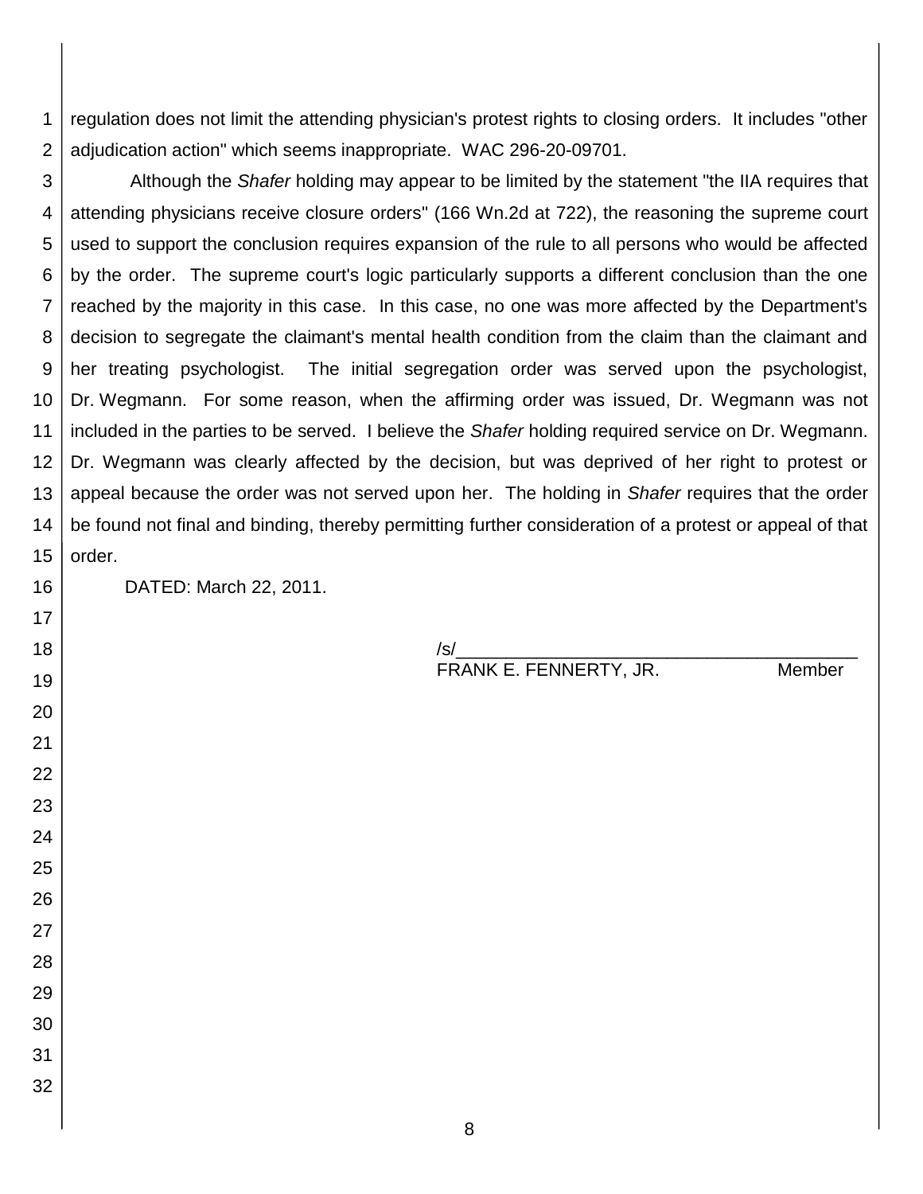regulation does not limit the attending physician's protest rights to closing orders. It includes "other adjudication action" which seems inappropriate. WAC 296-20-09701.

Although the *Shafer* holding may appear to be limited by the statement "the IIA requires that attending physicians receive closure orders" (166 Wn.2d at 722), the reasoning the supreme court used to support the conclusion requires expansion of the rule to all persons who would be affected by the order. The supreme court's logic particularly supports a different conclusion than the one reached by the majority in this case. In this case, no one was more affected by the Department's decision to segregate the claimant's mental health condition from the claim than the claimant and her treating psychologist. The initial segregation order was served upon the psychologist, Dr. Wegmann. For some reason, when the affirming order was issued, Dr. Wegmann was not included in the parties to be served. I believe the *Shafer* holding required service on Dr. Wegmann. Dr. Wegmann was clearly affected by the decision, but was deprived of her right to protest or appeal because the order was not served upon her. The holding in *Shafer* requires that the order be found not final and binding, thereby permitting further consideration of a protest or appeal of that order.

DATED: March 22, 2011.

/s/\_\_\_\_\_\_\_\_\_\_\_\_\_\_\_\_\_\_\_\_\_\_\_\_\_\_\_\_\_\_\_\_\_\_\_\_\_\_\_\_

FRANK E. FENNERTY, JR. Member